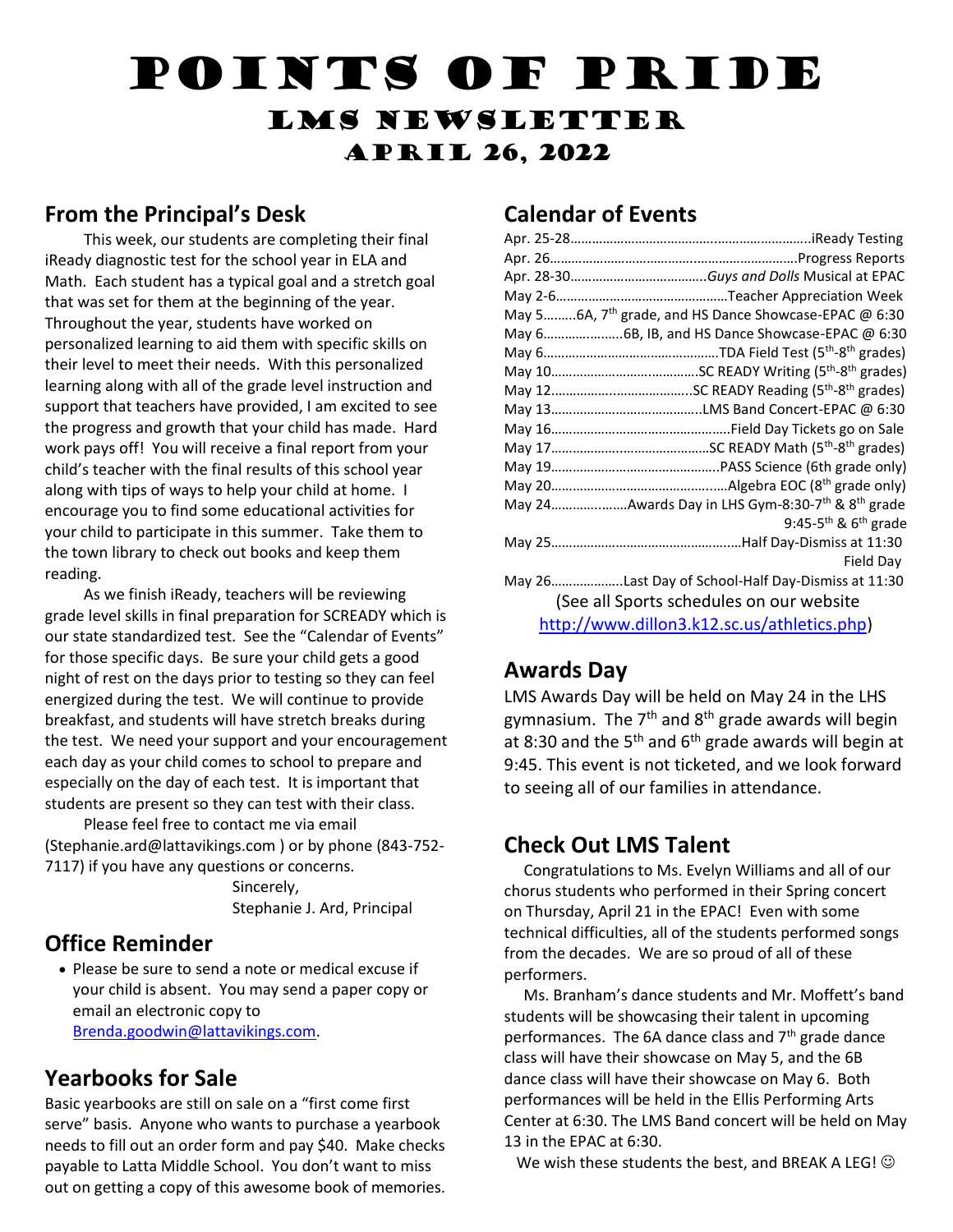# Points of Pride

## LMS Newsletter

## April 26, 2022

## From the Principal's Desk

This week, our students are completing their final iReady diagnostic test for the school year in ELA and Math. Each student has a typical goal and a stretch goal that was set for them at the beginning of the year. Throughout the year, students have worked on personalized learning to aid them with specific skills on their level to meet their needs. With this personalized learning along with all of the grade level instruction and support that teachers have provided, I am excited to see the progress and growth that your child has made. Hard work pays off! You will receive a final report from your child's teacher with the final results of this school year along with tips of ways to help your child at home. I encourage you to find some educational activities for your child to participate in this summer. Take them to the town library to check out books and keep them reading.

As we finish iReady, teachers will be reviewing grade level skills in final preparation for SCREADY which is our state standardized test. See the "Calendar of Events" for those specific days. Be sure your child gets a good night of rest on the days prior to testing so they can feel energized during the test. We will continue to provide breakfast, and students will have stretch breaks during the test. We need your support and your encouragement each day as your child comes to school to prepare and especially on the day of each test. It is important that students are present so they can test with their class.

Please feel free to contact me via email (Stephanie.ard@lattavikings.com ) or by phone (843-752-7117) if you have any questions or concerns.

Sincerely,
Stephanie J. Ard, Principal

## Office Reminder

- Please be sure to send a note or medical excuse if your child is absent. You may send a paper copy or email an electronic copy to Brenda.goodwin@lattavikings.com.

## Yearbooks for Sale

Basic yearbooks are still on sale on a "first come first serve" basis. Anyone who wants to purchase a yearbook needs to fill out an order form and pay $40. Make checks payable to Latta Middle School. You don't want to miss out on getting a copy of this awesome book of memories.

## Calendar of Events

Apr. 25-28……iReady Testing
Apr. 26……Progress Reports
Apr. 28-30……*Guys and Dolls* Musical at EPAC
May 2-6……Teacher Appreciation Week
May 5……6A, 7th grade, and HS Dance Showcase-EPAC @ 6:30
May 6……6B, IB, and HS Dance Showcase-EPAC @ 6:30
May 6……TDA Field Test (5th-8th grades)
May 10……SC READY Writing (5th-8th grades)
May 12……SC READY Reading (5th-8th grades)
May 13……LMS Band Concert-EPAC @ 6:30
May 16……Field Day Tickets go on Sale
May 17……SC READY Math (5th-8th grades)
May 19……PASS Science (6th grade only)
May 20……Algebra EOC (8th grade only)
May 24……Awards Day in LHS Gym-8:30-7th & 8th grade
9:45-5th & 6th grade
May 25……Half Day-Dismiss at 11:30
Field Day
May 26……Last Day of School-Half Day-Dismiss at 11:30

(See all Sports schedules on our website http://www.dillon3.k12.sc.us/athletics.php)

## Awards Day

LMS Awards Day will be held on May 24 in the LHS gymnasium. The 7th and 8th grade awards will begin at 8:30 and the 5th and 6th grade awards will begin at 9:45. This event is not ticketed, and we look forward to seeing all of our families in attendance.

## Check Out LMS Talent

Congratulations to Ms. Evelyn Williams and all of our chorus students who performed in their Spring concert on Thursday, April 21 in the EPAC! Even with some technical difficulties, all of the students performed songs from the decades. We are so proud of all of these performers.

Ms. Branham's dance students and Mr. Moffett's band students will be showcasing their talent in upcoming performances. The 6A dance class and 7th grade dance class will have their showcase on May 5, and the 6B dance class will have their showcase on May 6. Both performances will be held in the Ellis Performing Arts Center at 6:30. The LMS Band concert will be held on May 13 in the EPAC at 6:30.

We wish these students the best, and BREAK A LEG! ☺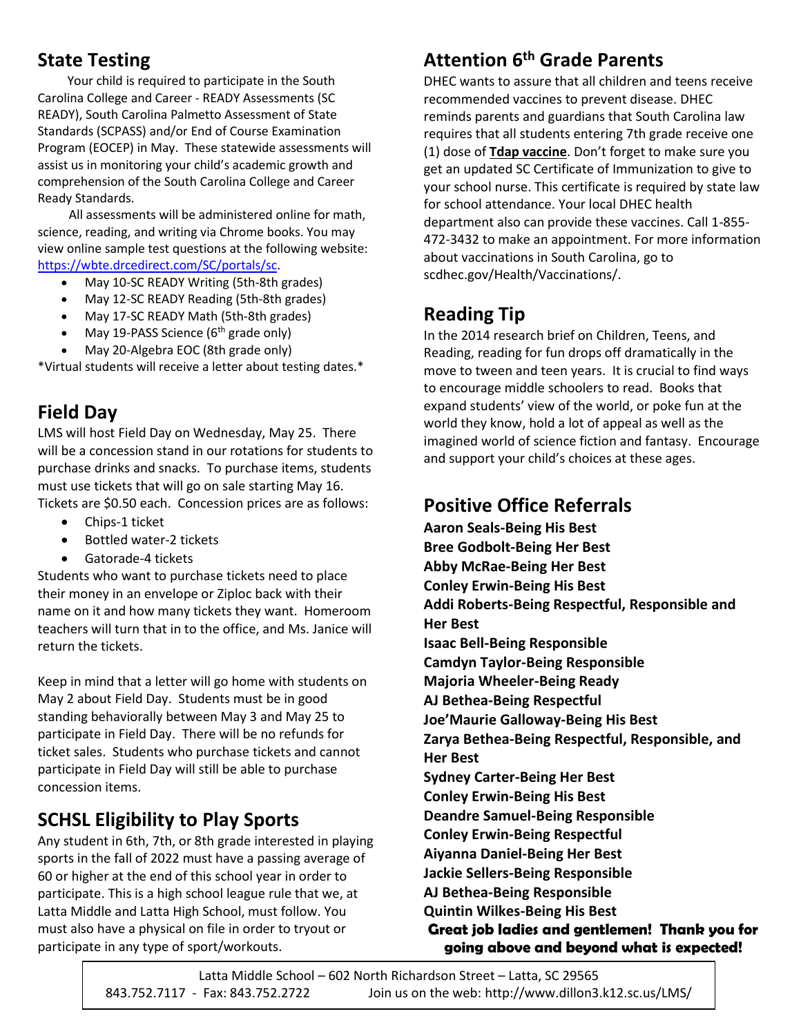## State Testing

Your child is required to participate in the South Carolina College and Career - READY Assessments (SC READY), South Carolina Palmetto Assessment of State Standards (SCPASS) and/or End of Course Examination Program (EOCEP) in May. These statewide assessments will assist us in monitoring your child's academic growth and comprehension of the South Carolina College and Career Ready Standards.

All assessments will be administered online for math, science, reading, and writing via Chrome books. You may view online sample test questions at the following website: https://wbte.drcedirect.com/SC/portals/sc.

- May 10-SC READY Writing (5th-8th grades)
- May 12-SC READY Reading (5th-8th grades)
- May 17-SC READY Math (5th-8th grades)
- May 19-PASS Science (6th grade only)
- May 20-Algebra EOC (8th grade only)

*Virtual students will receive a letter about testing dates.*

## Field Day

LMS will host Field Day on Wednesday, May 25. There will be a concession stand in our rotations for students to purchase drinks and snacks. To purchase items, students must use tickets that will go on sale starting May 16. Tickets are $0.50 each. Concession prices are as follows:

- Chips-1 ticket
- Bottled water-2 tickets
- Gatorade-4 tickets

Students who want to purchase tickets need to place their money in an envelope or Ziploc back with their name on it and how many tickets they want. Homeroom teachers will turn that in to the office, and Ms. Janice will return the tickets.

Keep in mind that a letter will go home with students on May 2 about Field Day. Students must be in good standing behaviorally between May 3 and May 25 to participate in Field Day. There will be no refunds for ticket sales. Students who purchase tickets and cannot participate in Field Day will still be able to purchase concession items.

## SCHSL Eligibility to Play Sports

Any student in 6th, 7th, or 8th grade interested in playing sports in the fall of 2022 must have a passing average of 60 or higher at the end of this school year in order to participate. This is a high school league rule that we, at Latta Middle and Latta High School, must follow. You must also have a physical on file in order to tryout or participate in any type of sport/workouts.

## Attention 6th Grade Parents

DHEC wants to assure that all children and teens receive recommended vaccines to prevent disease. DHEC reminds parents and guardians that South Carolina law requires that all students entering 7th grade receive one (1) dose of **Tdap vaccine**. Don't forget to make sure you get an updated SC Certificate of Immunization to give to your school nurse. This certificate is required by state law for school attendance. Your local DHEC health department also can provide these vaccines. Call 1-855-472-3432 to make an appointment. For more information about vaccinations in South Carolina, go to scdhec.gov/Health/Vaccinations/.

## Reading Tip

In the 2014 research brief on Children, Teens, and Reading, reading for fun drops off dramatically in the move to tween and teen years. It is crucial to find ways to encourage middle schoolers to read. Books that expand students' view of the world, or poke fun at the world they know, hold a lot of appeal as well as the imagined world of science fiction and fantasy. Encourage and support your child's choices at these ages.

## Positive Office Referrals

**Aaron Seals-Being His Best**
**Bree Godbolt-Being Her Best**
**Abby McRae-Being Her Best**
**Conley Erwin-Being His Best**
**Addi Roberts-Being Respectful, Responsible and Her Best**
**Isaac Bell-Being Responsible**
**Camdyn Taylor-Being Responsible**
**Majoria Wheeler-Being Ready**
**AJ Bethea-Being Respectful**
**Joe'Maurie Galloway-Being His Best**
**Zarya Bethea-Being Respectful, Responsible, and Her Best**
**Sydney Carter-Being Her Best**
**Conley Erwin-Being His Best**
**Deandre Samuel-Being Responsible**
**Conley Erwin-Being Respectful**
**Aiyanna Daniel-Being Her Best**
**Jackie Sellers-Being Responsible**
**AJ Bethea-Being Responsible**
**Quintin Wilkes-Being His Best**

**Great job ladies and gentlemen! Thank you for going above and beyond what is expected!**

Latta Middle School – 602 North Richardson Street – Latta, SC 29565
843.752.7117 - Fax: 843.752.2722 Join us on the web: http://www.dillon3.k12.sc.us/LMS/